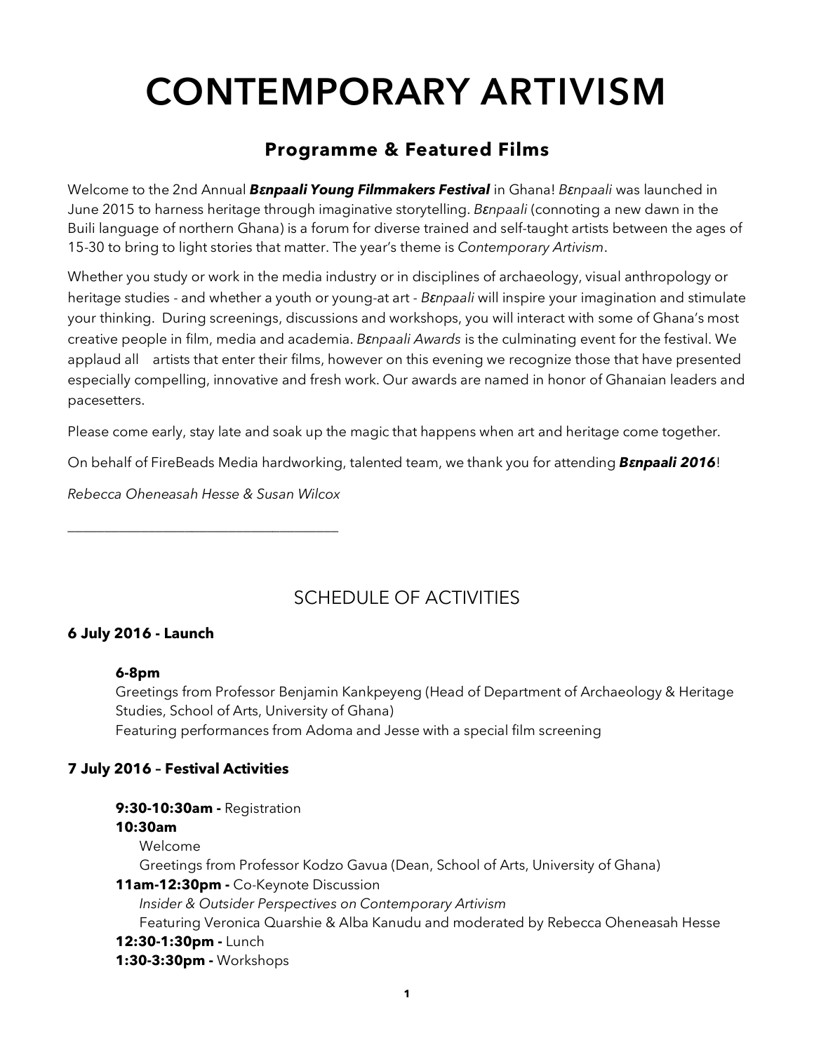# CONTEMPORARY ARTIVISM

## Programme & Featured Films

Welcome to the 2nd Annual ***Bɛnpaali Young Filmmakers Festival*** in Ghana! *Bɛnpaali* was launched in June 2015 to harness heritage through imaginative storytelling. *Bɛnpaali* (connoting a new dawn in the Buili language of northern Ghana) is a forum for diverse trained and self-taught artists between the ages of 15-30 to bring to light stories that matter. The year's theme is *Contemporary Artivism*.

Whether you study or work in the media industry or in disciplines of archaeology, visual anthropology or heritage studies - and whether a youth or young-at art - *Bɛnpaali* will inspire your imagination and stimulate your thinking. During screenings, discussions and workshops, you will interact with some of Ghana's most creative people in film, media and academia. *Bɛnpaali Awards* is the culminating event for the festival. We applaud all artists that enter their films, however on this evening we recognize those that have presented especially compelling, innovative and fresh work. Our awards are named in honor of Ghanaian leaders and pacesetters.

Please come early, stay late and soak up the magic that happens when art and heritage come together.

On behalf of FireBeads Media hardworking, talented team, we thank you for attending ***Bɛnpaali 2016***!

*Rebecca Oheneasah Hesse & Susan Wilcox*

---

## SCHEDULE OF ACTIVITIES

**6 July 2016 - Launch**

**6-8pm**
Greetings from Professor Benjamin Kankpeyeng (Head of Department of Archaeology & Heritage Studies, School of Arts, University of Ghana)
Featuring performances from Adoma and Jesse with a special film screening

**7 July 2016 – Festival Activities**

**9:30-10:30am -** Registration
**10:30am**
Welcome
Greetings from Professor Kodzo Gavua (Dean, School of Arts, University of Ghana)
**11am-12:30pm -** Co-Keynote Discussion
*Insider & Outsider Perspectives on Contemporary Artivism*
Featuring Veronica Quarshie & Alba Kanudu and moderated by Rebecca Oheneasah Hesse
**12:30-1:30pm -** Lunch
**1:30-3:30pm -** Workshops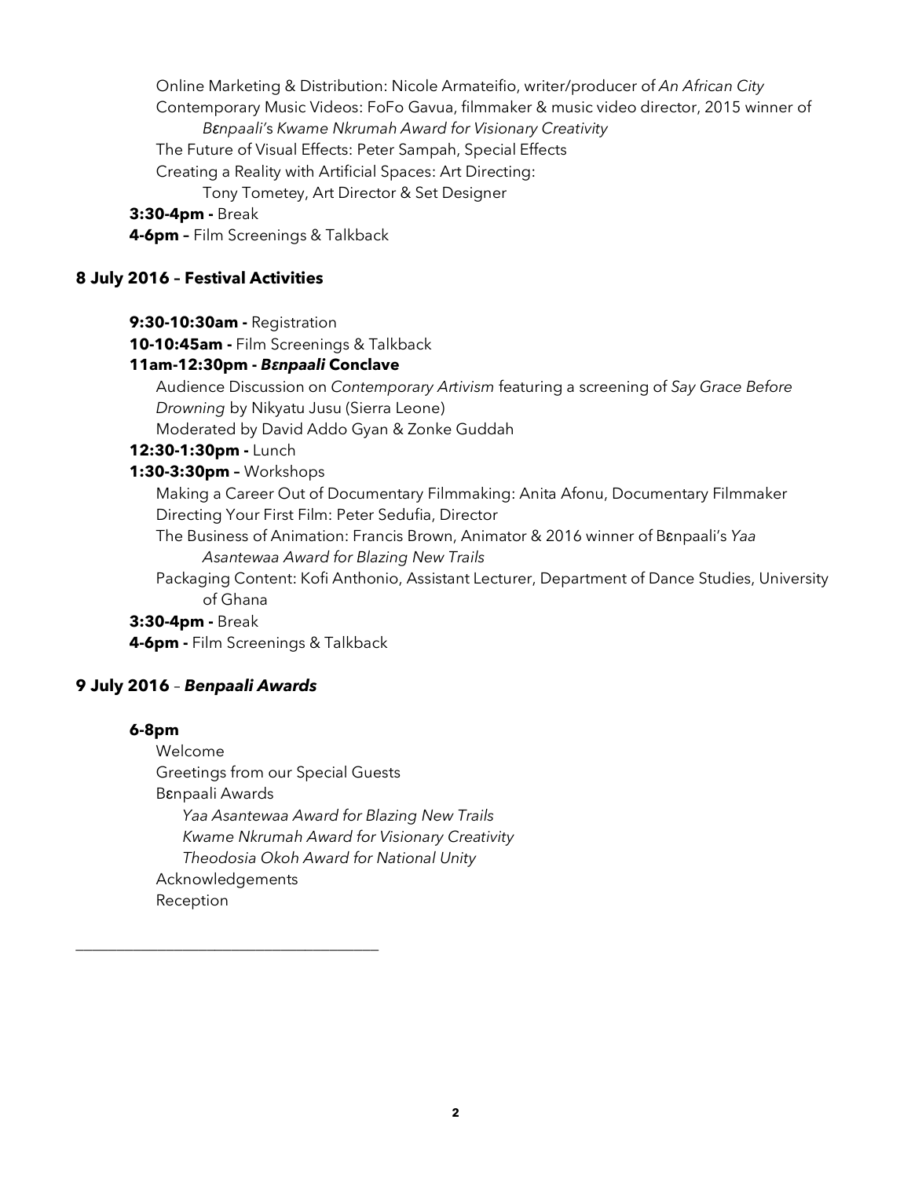Online Marketing & Distribution: Nicole Armateifio, writer/producer of *An African City*

Contemporary Music Videos: FoFo Gavua, filmmaker & music video director, 2015 winner of *Bɛnpaali's Kwame Nkrumah Award for Visionary Creativity*

The Future of Visual Effects: Peter Sampah, Special Effects

Creating a Reality with Artificial Spaces: Art Directing: Tony Tometey, Art Director & Set Designer

**3:30-4pm -** Break

**4-6pm –** Film Screenings & Talkback

## 8 July 2016 – Festival Activities

**9:30-10:30am -** Registration

**10-10:45am -** Film Screenings & Talkback

**11am-12:30pm - *Bɛnpaali* Conclave**

Audience Discussion on *Contemporary Artivism* featuring a screening of *Say Grace Before Drowning* by Nikyatu Jusu (Sierra Leone)

Moderated by David Addo Gyan & Zonke Guddah

**12:30-1:30pm -** Lunch

**1:30-3:30pm –** Workshops

Making a Career Out of Documentary Filmmaking: Anita Afonu, Documentary Filmmaker

Directing Your First Film: Peter Sedufia, Director

The Business of Animation: Francis Brown, Animator & 2016 winner of Bɛnpaali's *Yaa Asantewaa Award for Blazing New Trails*

Packaging Content: Kofi Anthonio, Assistant Lecturer, Department of Dance Studies, University of Ghana

**3:30-4pm -** Break

**4-6pm -** Film Screenings & Talkback

## 9 July 2016 – *Benpaali Awards*

**6-8pm**

Welcome

Greetings from our Special Guests

Bɛnpaali Awards

- *Yaa Asantewaa Award for Blazing New Trails*
- *Kwame Nkrumah Award for Visionary Creativity*
- *Theodosia Okoh Award for National Unity*

Acknowledgements

Reception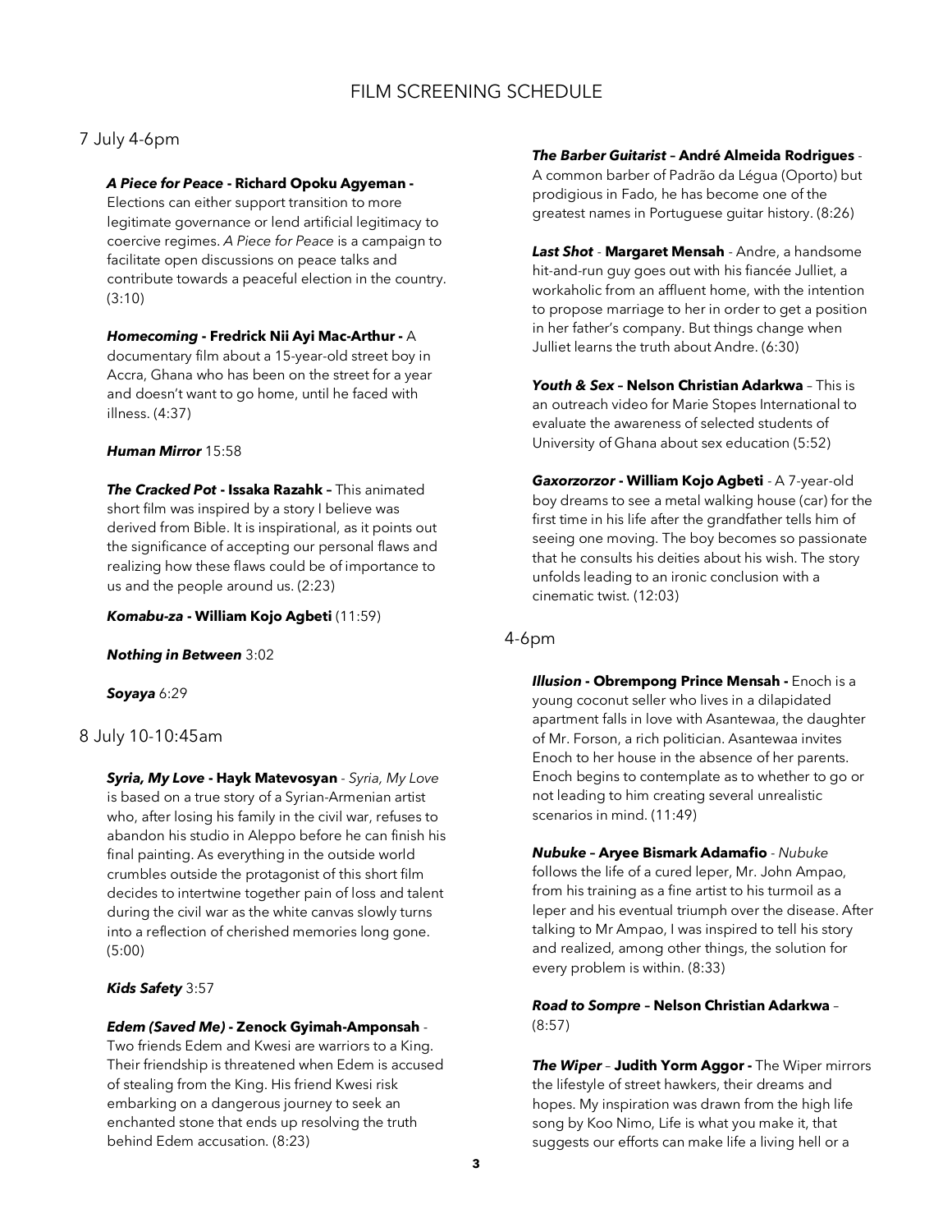# FILM SCREENING SCHEDULE

## 7 July 4-6pm

***A Piece for Peace* - Richard Opoku Agyeman -** Elections can either support transition to more legitimate governance or lend artificial legitimacy to coercive regimes. *A Piece for Peace* is a campaign to facilitate open discussions on peace talks and contribute towards a peaceful election in the country. (3:10)

***Homecoming* - Fredrick Nii Ayi Mac-Arthur -** A documentary film about a 15-year-old street boy in Accra, Ghana who has been on the street for a year and doesn't want to go home, until he faced with illness. (4:37)

***Human Mirror*** 15:58

***The Cracked Pot* - Issaka Razahk –** This animated short film was inspired by a story I believe was derived from Bible. It is inspirational, as it points out the significance of accepting our personal flaws and realizing how these flaws could be of importance to us and the people around us. (2:23)

***Komabu-za* - William Kojo Agbeti** (11:59)

***Nothing in Between*** 3:02

***Soyaya*** 6:29

## 8 July 10-10:45am

***Syria, My Love* - Hayk Matevosyan** - *Syria, My Love* is based on a true story of a Syrian-Armenian artist who, after losing his family in the civil war, refuses to abandon his studio in Aleppo before he can finish his final painting. As everything in the outside world crumbles outside the protagonist of this short film decides to intertwine together pain of loss and talent during the civil war as the white canvas slowly turns into a reflection of cherished memories long gone. (5:00)

***Kids Safety*** 3:57

***Edem (Saved Me)* - Zenock Gyimah-Amponsah** - Two friends Edem and Kwesi are warriors to a King. Their friendship is threatened when Edem is accused of stealing from the King. His friend Kwesi risk embarking on a dangerous journey to seek an enchanted stone that ends up resolving the truth behind Edem accusation. (8:23)

***The Barber Guitarist* – André Almeida Rodrigues** - A common barber of Padrão da Légua (Oporto) but prodigious in Fado, he has become one of the greatest names in Portuguese guitar history. (8:26)

***Last Shot* - Margaret Mensah** - Andre, a handsome hit-and-run guy goes out with his fiancée Julliet, a workaholic from an affluent home, with the intention to propose marriage to her in order to get a position in her father's company. But things change when Julliet learns the truth about Andre. (6:30)

***Youth & Sex* – Nelson Christian Adarkwa** – This is an outreach video for Marie Stopes International to evaluate the awareness of selected students of University of Ghana about sex education (5:52)

***Gaxorzorzor* - William Kojo Agbeti** - A 7-year-old boy dreams to see a metal walking house (car) for the first time in his life after the grandfather tells him of seeing one moving. The boy becomes so passionate that he consults his deities about his wish. The story unfolds leading to an ironic conclusion with a cinematic twist. (12:03)

## 4-6pm

***Illusion* - Obrempong Prince Mensah -** Enoch is a young coconut seller who lives in a dilapidated apartment falls in love with Asantewaa, the daughter of Mr. Forson, a rich politician. Asantewaa invites Enoch to her house in the absence of her parents. Enoch begins to contemplate as to whether to go or not leading to him creating several unrealistic scenarios in mind. (11:49)

***Nubuke* – Aryee Bismark Adamafio** - *Nubuke* follows the life of a cured leper, Mr. John Ampao, from his training as a fine artist to his turmoil as a leper and his eventual triumph over the disease. After talking to Mr Ampao, I was inspired to tell his story and realized, among other things, the solution for every problem is within. (8:33)

***Road to Sompre* – Nelson Christian Adarkwa** – (8:57)

***The Wiper* – Judith Yorm Aggor -** The Wiper mirrors the lifestyle of street hawkers, their dreams and hopes. My inspiration was drawn from the high life song by Koo Nimo, Life is what you make it, that suggests our efforts can make life a living hell or a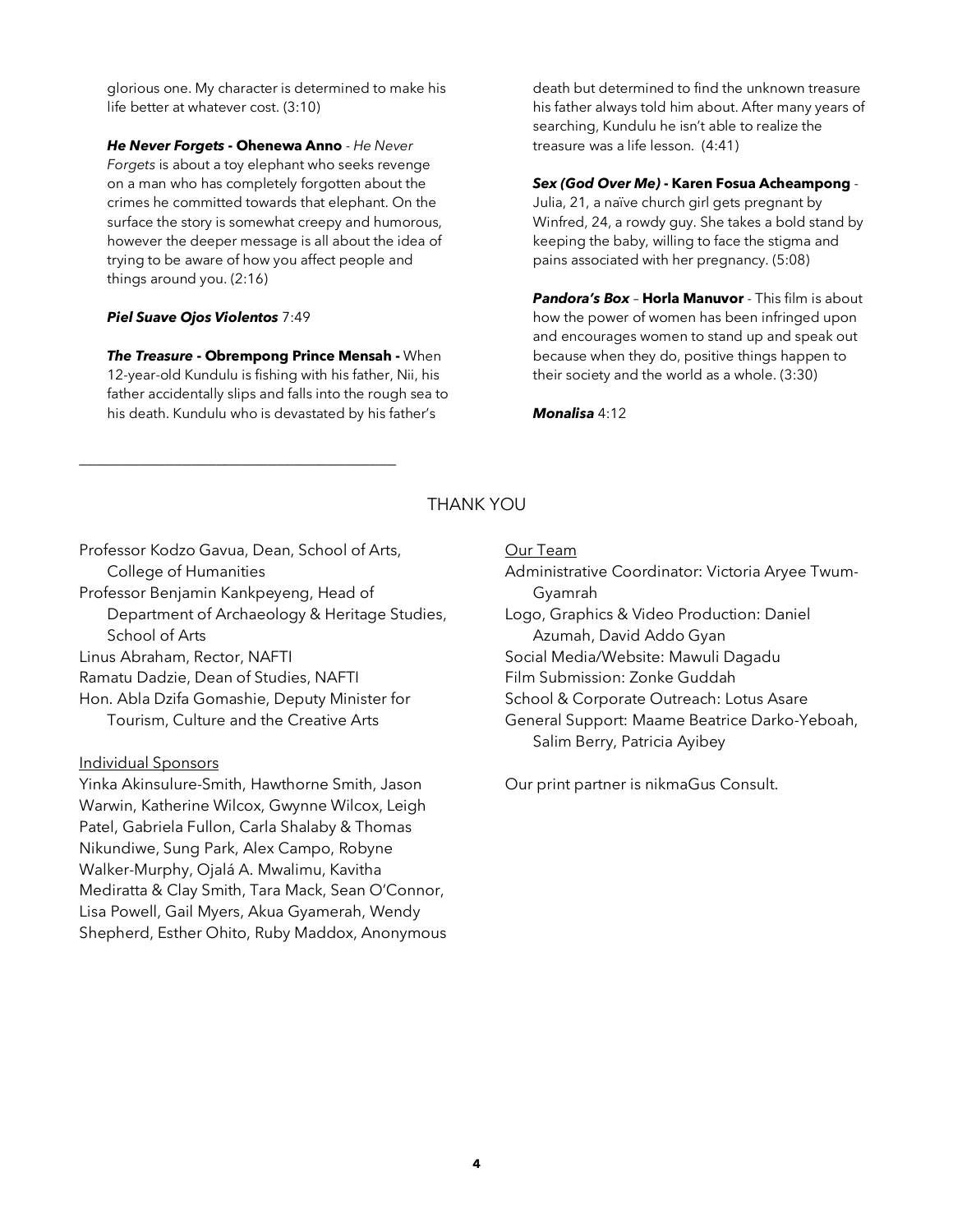glorious one. My character is determined to make his life better at whatever cost. (3:10)

***He Never Forgets* - Ohenewa Anno** - *He Never Forgets* is about a toy elephant who seeks revenge on a man who has completely forgotten about the crimes he committed towards that elephant. On the surface the story is somewhat creepy and humorous, however the deeper message is all about the idea of trying to be aware of how you affect people and things around you. (2:16)

***Piel Suave Ojos Violentos*** 7:49

***The Treasure* - Obrempong Prince Mensah -** When 12-year-old Kundulu is fishing with his father, Nii, his father accidentally slips and falls into the rough sea to his death. Kundulu who is devastated by his father's death but determined to find the unknown treasure his father always told him about. After many years of searching, Kundulu he isn't able to realize the treasure was a life lesson. (4:41)

***Sex (God Over Me)* - Karen Fosua Acheampong** - Julia, 21, a naïve church girl gets pregnant by Winfred, 24, a rowdy guy. She takes a bold stand by keeping the baby, willing to face the stigma and pains associated with her pregnancy. (5:08)

***Pandora's Box* – Horla Manuvor** - This film is about how the power of women has been infringed upon and encourages women to stand up and speak out because when they do, positive things happen to their society and the world as a whole. (3:30)

***Monalisa*** 4:12

---

## THANK YOU

Professor Kodzo Gavua, Dean, School of Arts, College of Humanities
Professor Benjamin Kankpeyeng, Head of Department of Archaeology & Heritage Studies, School of Arts
Linus Abraham, Rector, NAFTI
Ramatu Dadzie, Dean of Studies, NAFTI
Hon. Abla Dzifa Gomashie, Deputy Minister for Tourism, Culture and the Creative Arts

Individual Sponsors

Yinka Akinsulure-Smith, Hawthorne Smith, Jason Warwin, Katherine Wilcox, Gwynne Wilcox, Leigh Patel, Gabriela Fullon, Carla Shalaby & Thomas Nikundiwe, Sung Park, Alex Campo, Robyne Walker-Murphy, Ojalá A. Mwalimu, Kavitha Mediratta & Clay Smith, Tara Mack, Sean O'Connor, Lisa Powell, Gail Myers, Akua Gyamerah, Wendy Shepherd, Esther Ohito, Ruby Maddox, Anonymous

Our Team

Administrative Coordinator: Victoria Aryee Twum-Gyamrah
Logo, Graphics & Video Production: Daniel Azumah, David Addo Gyan
Social Media/Website: Mawuli Dagadu
Film Submission: Zonke Guddah
School & Corporate Outreach: Lotus Asare
General Support: Maame Beatrice Darko-Yeboah, Salim Berry, Patricia Ayibey

Our print partner is nikmaGus Consult.